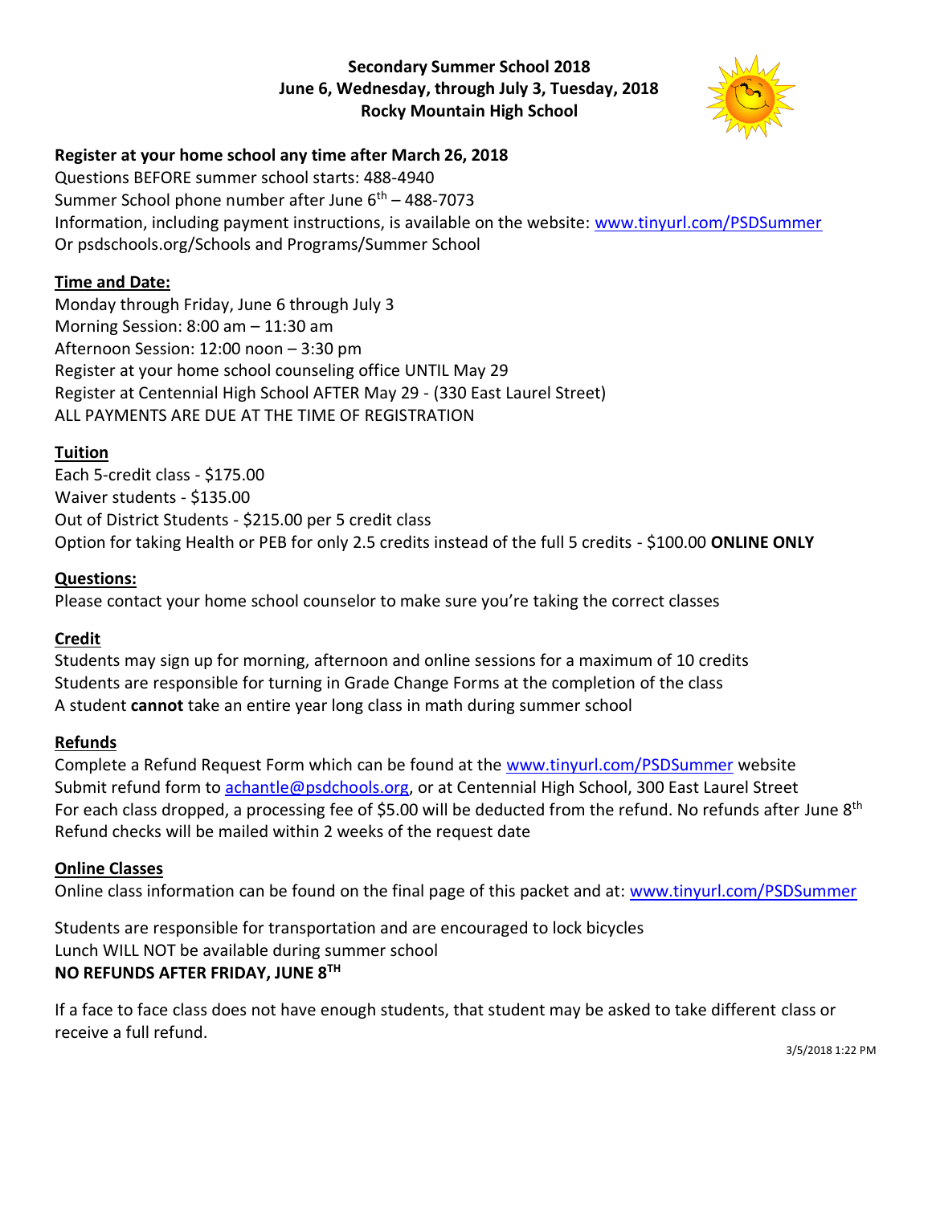# Secondary Summer School 2018
## June 6, Wednesday, through July 3, Tuesday, 2018
## Rocky Mountain High School

**Register at your home school any time after March 26, 2018**

Questions BEFORE summer school starts: 488-4940
Summer School phone number after June 6th – 488-7073
Information, including payment instructions, is available on the website: www.tinyurl.com/PSDSummer
Or psdschools.org/Schools and Programs/Summer School

### Time and Date:

Monday through Friday, June 6 through July 3
Morning Session: 8:00 am – 11:30 am
Afternoon Session: 12:00 noon – 3:30 pm
Register at your home school counseling office UNTIL May 29
Register at Centennial High School AFTER May 29 - (330 East Laurel Street)
ALL PAYMENTS ARE DUE AT THE TIME OF REGISTRATION

### Tuition

Each 5-credit class - $175.00
Waiver students - $135.00
Out of District Students - $215.00 per 5 credit class
Option for taking Health or PEB for only 2.5 credits instead of the full 5 credits - $100.00 **ONLINE ONLY**

### Questions:

Please contact your home school counselor to make sure you're taking the correct classes

### Credit

Students may sign up for morning, afternoon and online sessions for a maximum of 10 credits
Students are responsible for turning in Grade Change Forms at the completion of the class
A student **cannot** take an entire year long class in math during summer school

### Refunds

Complete a Refund Request Form which can be found at the www.tinyurl.com/PSDSummer website
Submit refund form to achantle@psdschools.org, or at Centennial High School, 300 East Laurel Street
For each class dropped, a processing fee of $5.00 will be deducted from the refund. No refunds after June 8th
Refund checks will be mailed within 2 weeks of the request date

### Online Classes

Online class information can be found on the final page of this packet and at: www.tinyurl.com/PSDSummer

Students are responsible for transportation and are encouraged to lock bicycles
Lunch WILL NOT be available during summer school
**NO REFUNDS AFTER FRIDAY, JUNE 8TH**

If a face to face class does not have enough students, that student may be asked to take different class or receive a full refund.

3/5/2018 1:22 PM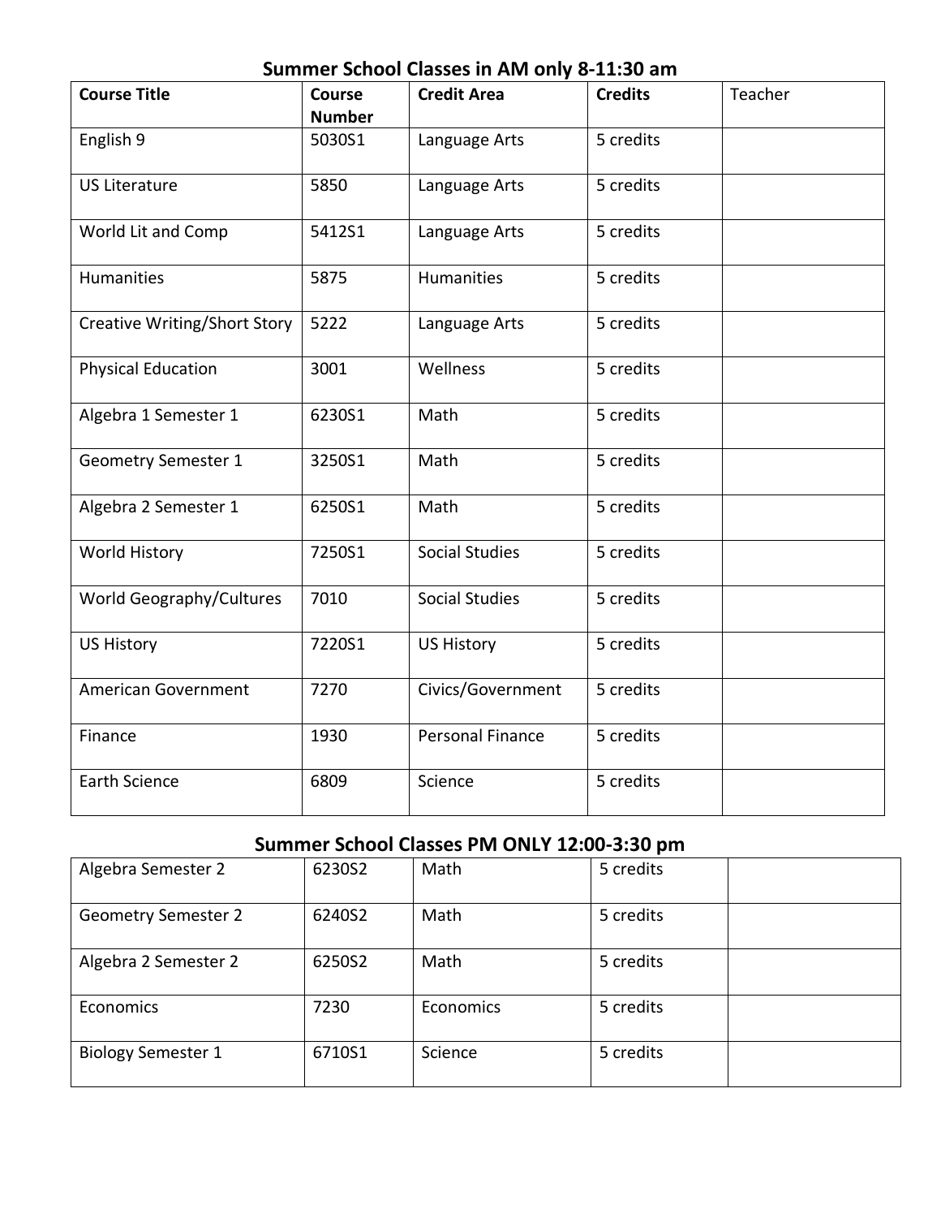## Summer School Classes in AM only 8-11:30 am

| Course Title | Course Number | Credit Area | Credits | Teacher |
|---|---|---|---|---|
| English 9 | 5030S1 | Language Arts | 5 credits | |
| US Literature | 5850 | Language Arts | 5 credits | |
| World Lit and Comp | 5412S1 | Language Arts | 5 credits | |
| Humanities | 5875 | Humanities | 5 credits | |
| Creative Writing/Short Story | 5222 | Language Arts | 5 credits | |
| Physical Education | 3001 | Wellness | 5 credits | |
| Algebra 1 Semester 1 | 6230S1 | Math | 5 credits | |
| Geometry Semester 1 | 3250S1 | Math | 5 credits | |
| Algebra 2 Semester 1 | 6250S1 | Math | 5 credits | |
| World History | 7250S1 | Social Studies | 5 credits | |
| World Geography/Cultures | 7010 | Social Studies | 5 credits | |
| US History | 7220S1 | US History | 5 credits | |
| American Government | 7270 | Civics/Government | 5 credits | |
| Finance | 1930 | Personal Finance | 5 credits | |
| Earth Science | 6809 | Science | 5 credits | |

## Summer School Classes PM ONLY 12:00-3:30 pm

| | | | | |
|---|---|---|---|---|
| Algebra Semester 2 | 6230S2 | Math | 5 credits | |
| Geometry Semester 2 | 6240S2 | Math | 5 credits | |
| Algebra 2 Semester 2 | 6250S2 | Math | 5 credits | |
| Economics | 7230 | Economics | 5 credits | |
| Biology Semester 1 | 6710S1 | Science | 5 credits | |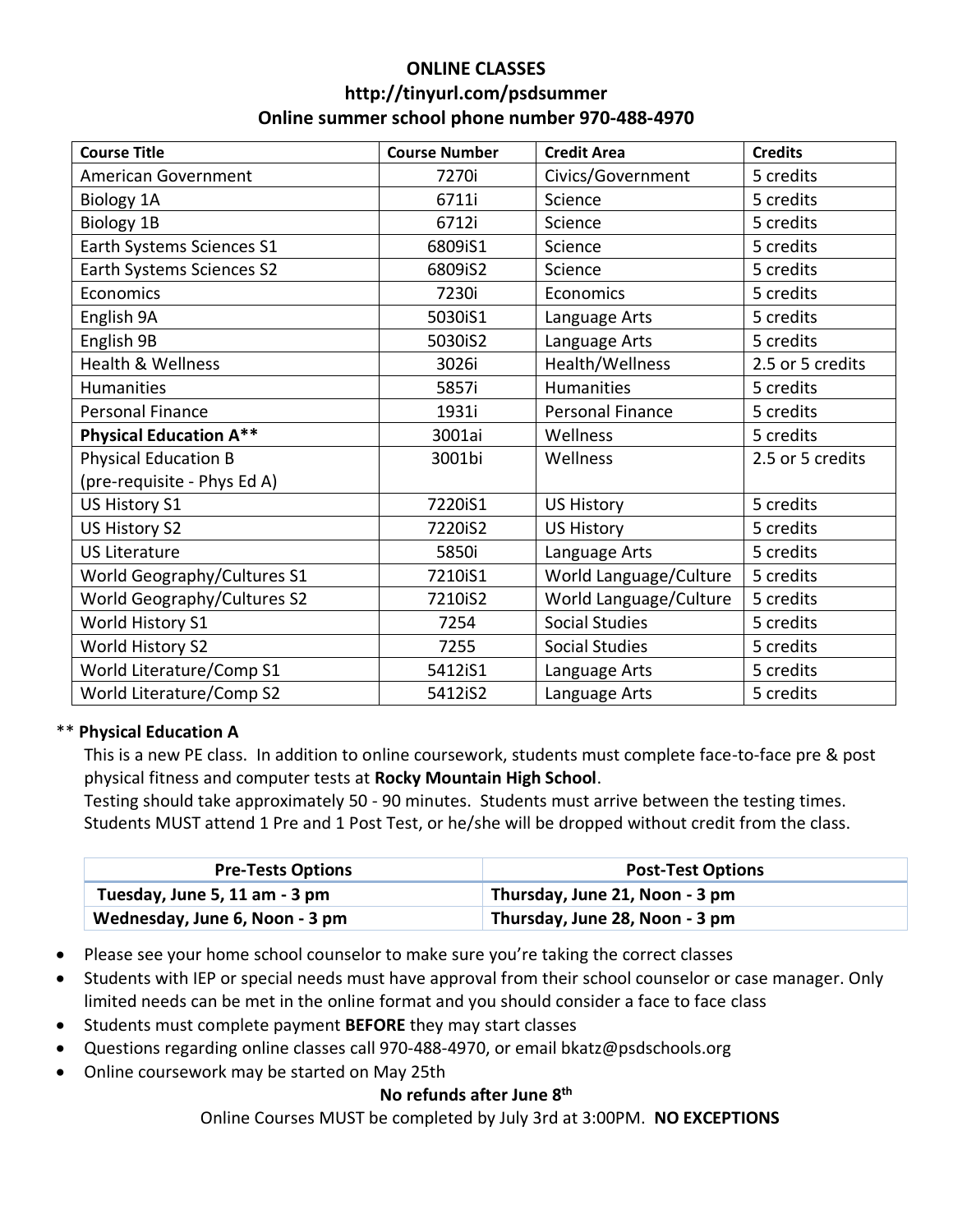# ONLINE CLASSES

## http://tinyurl.com/psdsummer

## Online summer school phone number 970-488-4970

| Course Title | Course Number | Credit Area | Credits |
|---|---|---|---|
| American Government | 7270i | Civics/Government | 5 credits |
| Biology 1A | 6711i | Science | 5 credits |
| Biology 1B | 6712i | Science | 5 credits |
| Earth Systems Sciences S1 | 6809iS1 | Science | 5 credits |
| Earth Systems Sciences S2 | 6809iS2 | Science | 5 credits |
| Economics | 7230i | Economics | 5 credits |
| English 9A | 5030iS1 | Language Arts | 5 credits |
| English 9B | 5030iS2 | Language Arts | 5 credits |
| Health & Wellness | 3026i | Health/Wellness | 2.5 or 5 credits |
| Humanities | 5857i | Humanities | 5 credits |
| Personal Finance | 1931i | Personal Finance | 5 credits |
| **Physical Education A**** | 3001ai | Wellness | 5 credits |
| Physical Education B (pre-requisite - Phys Ed A) | 3001bi | Wellness | 2.5 or 5 credits |
| US History S1 | 7220iS1 | US History | 5 credits |
| US History S2 | 7220iS2 | US History | 5 credits |
| US Literature | 5850i | Language Arts | 5 credits |
| World Geography/Cultures S1 | 7210iS1 | World Language/Culture | 5 credits |
| World Geography/Cultures S2 | 7210iS2 | World Language/Culture | 5 credits |
| World History S1 | 7254 | Social Studies | 5 credits |
| World History S2 | 7255 | Social Studies | 5 credits |
| World Literature/Comp S1 | 5412iS1 | Language Arts | 5 credits |
| World Literature/Comp S2 | 5412iS2 | Language Arts | 5 credits |

** **Physical Education A**

This is a new PE class. In addition to online coursework, students must complete face-to-face pre & post physical fitness and computer tests at **Rocky Mountain High School**.

Testing should take approximately 50 - 90 minutes. Students must arrive between the testing times. Students MUST attend 1 Pre and 1 Post Test, or he/she will be dropped without credit from the class.

| Pre-Tests Options | Post-Test Options |
|---|---|
| **Tuesday, June 5, 11 am - 3 pm** | **Thursday, June 21, Noon - 3 pm** |
| **Wednesday, June 6, Noon - 3 pm** | **Thursday, June 28, Noon - 3 pm** |

- Please see your home school counselor to make sure you're taking the correct classes
- Students with IEP or special needs must have approval from their school counselor or case manager. Only limited needs can be met in the online format and you should consider a face to face class
- Students must complete payment **BEFORE** they may start classes
- Questions regarding online classes call 970-488-4970, or email bkatz@psdschools.org
- Online coursework may be started on May 25th

**No refunds after June 8th**

Online Courses MUST be completed by July 3rd at 3:00PM. **NO EXCEPTIONS**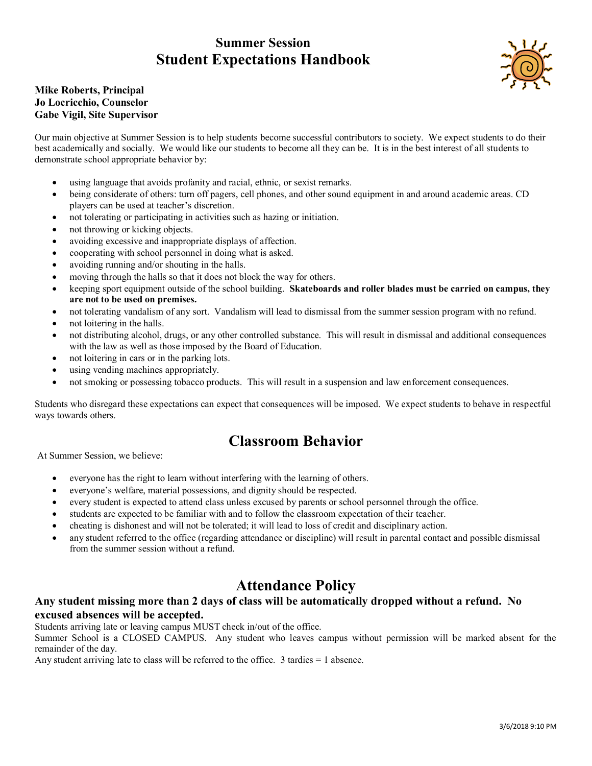# Summer Session
# Student Expectations Handbook

**Mike Roberts, Principal**
**Jo Locricchio, Counselor**
**Gabe Vigil, Site Supervisor**

Our main objective at Summer Session is to help students become successful contributors to society. We expect students to do their best academically and socially. We would like our students to become all they can be. It is in the best interest of all students to demonstrate school appropriate behavior by:

- using language that avoids profanity and racial, ethnic, or sexist remarks.
- being considerate of others: turn off pagers, cell phones, and other sound equipment in and around academic areas. CD players can be used at teacher's discretion.
- not tolerating or participating in activities such as hazing or initiation.
- not throwing or kicking objects.
- avoiding excessive and inappropriate displays of affection.
- cooperating with school personnel in doing what is asked.
- avoiding running and/or shouting in the halls.
- moving through the halls so that it does not block the way for others.
- keeping sport equipment outside of the school building. **Skateboards and roller blades must be carried on campus, they are not to be used on premises.**
- not tolerating vandalism of any sort. Vandalism will lead to dismissal from the summer session program with no refund.
- not loitering in the halls.
- not distributing alcohol, drugs, or any other controlled substance. This will result in dismissal and additional consequences with the law as well as those imposed by the Board of Education.
- not loitering in cars or in the parking lots.
- using vending machines appropriately.
- not smoking or possessing tobacco products. This will result in a suspension and law enforcement consequences.

Students who disregard these expectations can expect that consequences will be imposed. We expect students to behave in respectful ways towards others.

## Classroom Behavior

At Summer Session, we believe:

- everyone has the right to learn without interfering with the learning of others.
- everyone's welfare, material possessions, and dignity should be respected.
- every student is expected to attend class unless excused by parents or school personnel through the office.
- students are expected to be familiar with and to follow the classroom expectation of their teacher.
- cheating is dishonest and will not be tolerated; it will lead to loss of credit and disciplinary action.
- any student referred to the office (regarding attendance or discipline) will result in parental contact and possible dismissal from the summer session without a refund.

## Attendance Policy

**Any student missing more than 2 days of class will be automatically dropped without a refund. No excused absences will be accepted.**

Students arriving late or leaving campus MUST check in/out of the office.

Summer School is a CLOSED CAMPUS. Any student who leaves campus without permission will be marked absent for the remainder of the day.

Any student arriving late to class will be referred to the office. 3 tardies = 1 absence.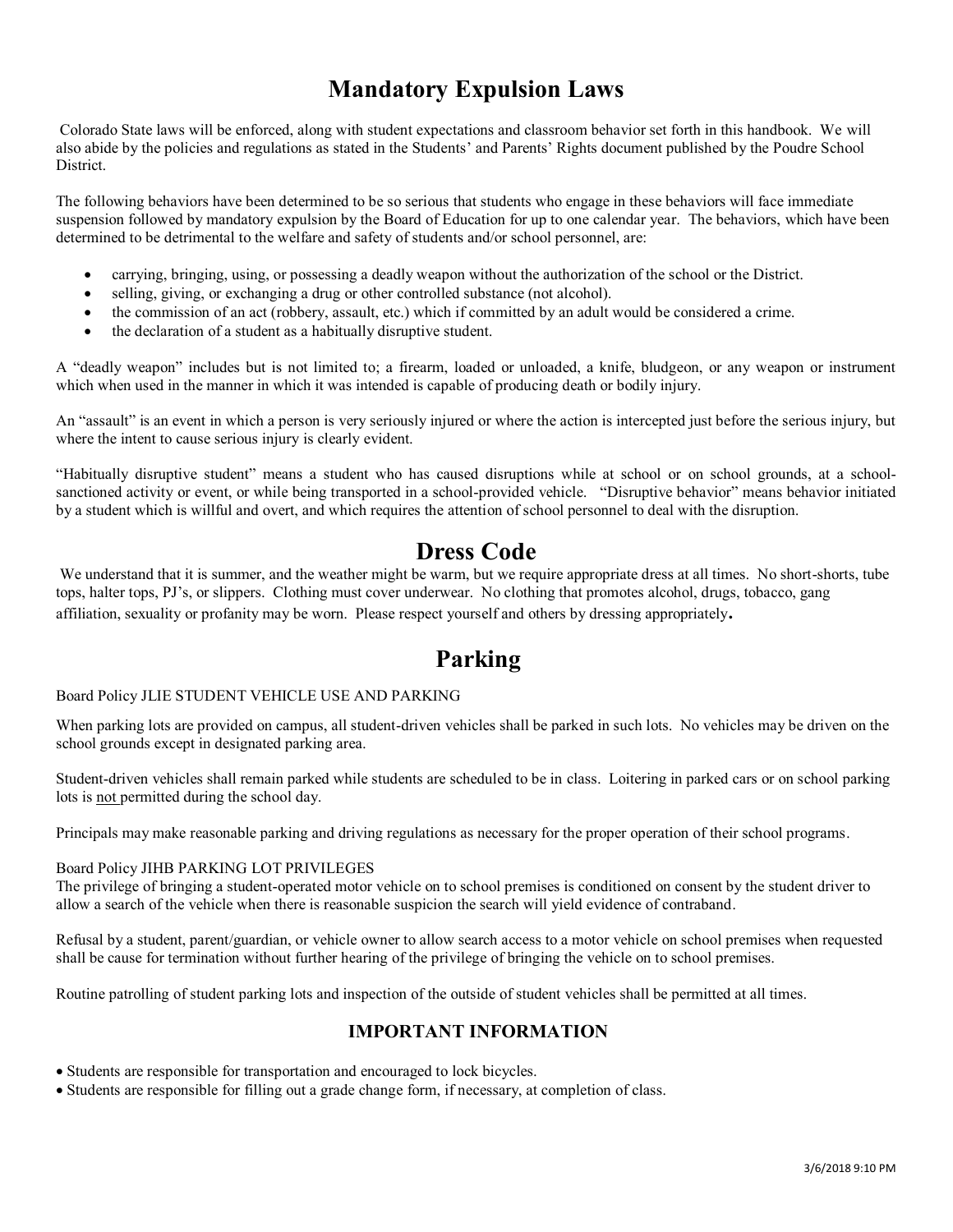# Mandatory Expulsion Laws

Colorado State laws will be enforced, along with student expectations and classroom behavior set forth in this handbook. We will also abide by the policies and regulations as stated in the Students' and Parents' Rights document published by the Poudre School District.

The following behaviors have been determined to be so serious that students who engage in these behaviors will face immediate suspension followed by mandatory expulsion by the Board of Education for up to one calendar year. The behaviors, which have been determined to be detrimental to the welfare and safety of students and/or school personnel, are:

- carrying, bringing, using, or possessing a deadly weapon without the authorization of the school or the District.
- selling, giving, or exchanging a drug or other controlled substance (not alcohol).
- the commission of an act (robbery, assault, etc.) which if committed by an adult would be considered a crime.
- the declaration of a student as a habitually disruptive student.

A "deadly weapon" includes but is not limited to; a firearm, loaded or unloaded, a knife, bludgeon, or any weapon or instrument which when used in the manner in which it was intended is capable of producing death or bodily injury.

An "assault" is an event in which a person is very seriously injured or where the action is intercepted just before the serious injury, but where the intent to cause serious injury is clearly evident.

"Habitually disruptive student" means a student who has caused disruptions while at school or on school grounds, at a school-sanctioned activity or event, or while being transported in a school-provided vehicle. "Disruptive behavior" means behavior initiated by a student which is willful and overt, and which requires the attention of school personnel to deal with the disruption.

# Dress Code

We understand that it is summer, and the weather might be warm, but we require appropriate dress at all times. No short-shorts, tube tops, halter tops, PJ's, or slippers. Clothing must cover underwear. No clothing that promotes alcohol, drugs, tobacco, gang affiliation, sexuality or profanity may be worn. Please respect yourself and others by dressing appropriately**.**

# Parking

Board Policy JLIE STUDENT VEHICLE USE AND PARKING

When parking lots are provided on campus, all student-driven vehicles shall be parked in such lots. No vehicles may be driven on the school grounds except in designated parking area.

Student-driven vehicles shall remain parked while students are scheduled to be in class. Loitering in parked cars or on school parking lots is <u>not</u> permitted during the school day.

Principals may make reasonable parking and driving regulations as necessary for the proper operation of their school programs.

Board Policy JIHB PARKING LOT PRIVILEGES
The privilege of bringing a student-operated motor vehicle on to school premises is conditioned on consent by the student driver to allow a search of the vehicle when there is reasonable suspicion the search will yield evidence of contraband.

Refusal by a student, parent/guardian, or vehicle owner to allow search access to a motor vehicle on school premises when requested shall be cause for termination without further hearing of the privilege of bringing the vehicle on to school premises.

Routine patrolling of student parking lots and inspection of the outside of student vehicles shall be permitted at all times.

## IMPORTANT INFORMATION

- Students are responsible for transportation and encouraged to lock bicycles.
- Students are responsible for filling out a grade change form, if necessary, at completion of class.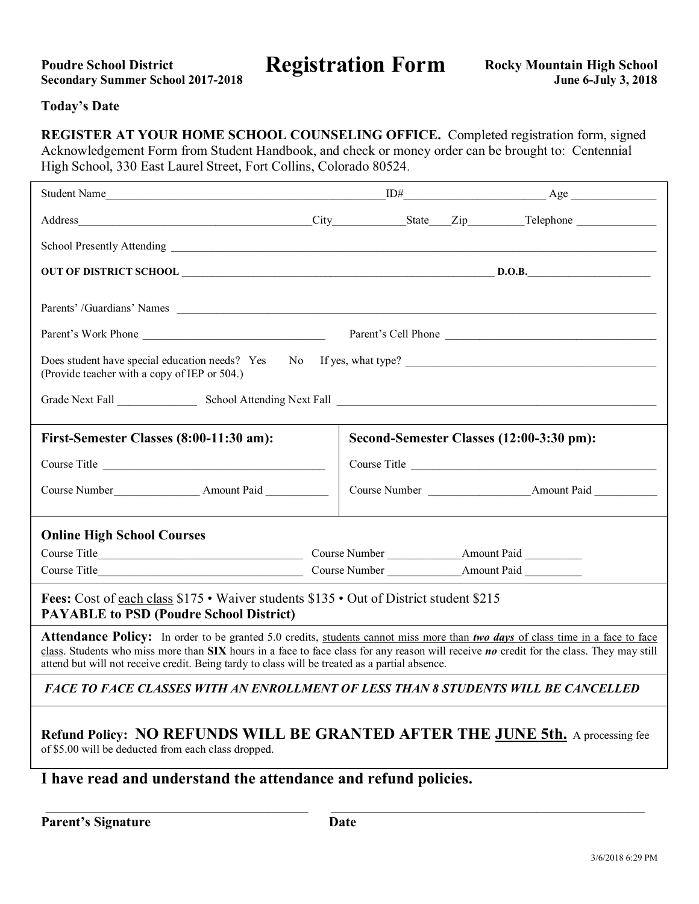**Poudre School District**
**Secondary Summer School 2017-2018**

# Registration Form

**Rocky Mountain High School**
**June 6-July 3, 2018**

**Today's Date**

**REGISTER AT YOUR HOME SCHOOL COUNSELING OFFICE.** Completed registration form, signed Acknowledgement Form from Student Handbook, and check or money order can be brought to: Centennial High School, 330 East Laurel Street, Fort Collins, Colorado 80524.

Student Name__________________________________________________ID#_________________________ Age _______________

Address_________________________________________City_____________State____Zip__________Telephone ______________

School Presently Attending ________________________________________________________________________________

**OUT OF DISTRICT SCHOOL ___________________________________________________________ D.O.B.______________________**

Parents' /Guardians' Names ________________________________________________________________________________

Parent's Work Phone _________________________________ Parent's Cell Phone ________________________________________

Does student have special education needs? Yes No If yes, what type? _____________________________________________
(Provide teacher with a copy of IEP or 504.)

Grade Next Fall ______________ School Attending Next Fall ______________________________________________________

| **First-Semester Classes (8:00-11:30 am):** | **Second-Semester Classes (12:00-3:30 pm):** |
|---|---|
| Course Title _______________________________________ | Course Title _______________________________________ |
| Course Number_______________ Amount Paid ___________ | Course Number _________________Amount Paid ___________ |

### Online High School Courses

Course Title____________________________________ Course Number _____________Amount Paid __________
Course Title____________________________________ Course Number _____________Amount Paid __________

**Fees:** Cost of each class $175 • Waiver students $135 • Out of District student $215
**PAYABLE to PSD (Poudre School District)**

**Attendance Policy:** In order to be granted 5.0 credits, students cannot miss more than ***two days*** of class time in a face to face class. Students who miss more than **SIX** hours in a face to face class for any reason will receive ***no*** credit for the class. They may still attend but will not receive credit. Being tardy to class will be treated as a partial absence.

***FACE TO FACE CLASSES WITH AN ENROLLMENT OF LESS THAN 8 STUDENTS WILL BE CANCELLED***

**Refund Policy: NO REFUNDS WILL BE GRANTED AFTER THE JUNE 5th.** A processing fee of $5.00 will be deducted from each class dropped.

## I have read and understand the attendance and refund policies.

_____________________________________________ _____________________________________________________

**Parent's Signature** **Date**

3/6/2018 6:29 PM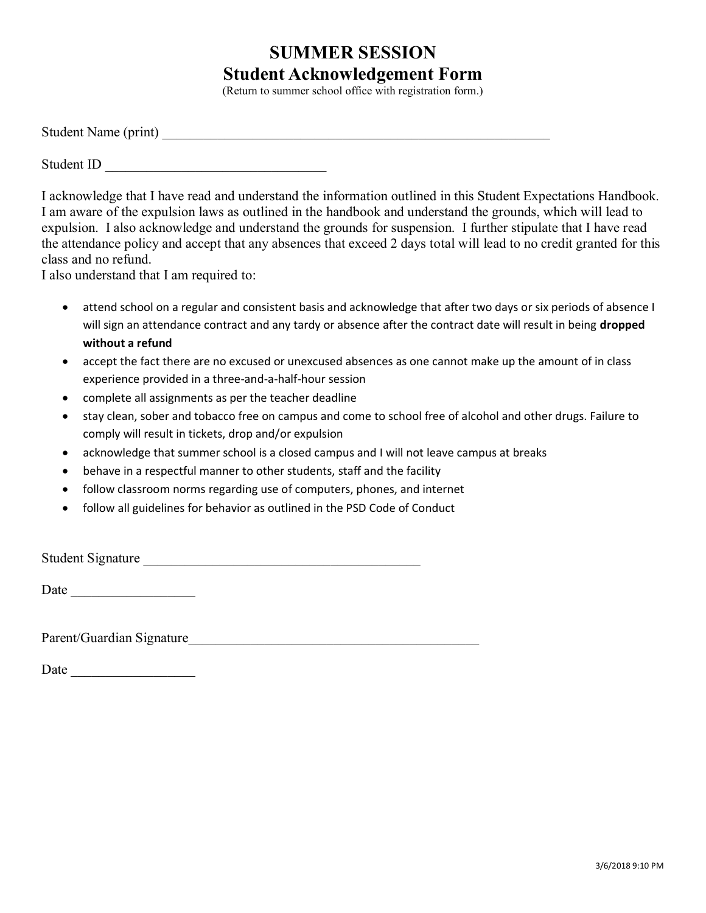# SUMMER SESSION
## Student Acknowledgement Form

(Return to summer school office with registration form.)

Student Name (print) ___________________________________________________________

Student ID _______________________________

I acknowledge that I have read and understand the information outlined in this Student Expectations Handbook. I am aware of the expulsion laws as outlined in the handbook and understand the grounds, which will lead to expulsion. I also acknowledge and understand the grounds for suspension. I further stipulate that I have read the attendance policy and accept that any absences that exceed 2 days total will lead to no credit granted for this class and no refund.

I also understand that I am required to:

- attend school on a regular and consistent basis and acknowledge that after two days or six periods of absence I will sign an attendance contract and any tardy or absence after the contract date will result in being **dropped without a refund**
- accept the fact there are no excused or unexcused absences as one cannot make up the amount of in class experience provided in a three-and-a-half-hour session
- complete all assignments as per the teacher deadline
- stay clean, sober and tobacco free on campus and come to school free of alcohol and other drugs. Failure to comply will result in tickets, drop and/or expulsion
- acknowledge that summer school is a closed campus and I will not leave campus at breaks
- behave in a respectful manner to other students, staff and the facility
- follow classroom norms regarding use of computers, phones, and internet
- follow all guidelines for behavior as outlined in the PSD Code of Conduct

Student Signature _________________________________________

Date __________________

Parent/Guardian Signature___________________________________________

Date __________________

3/6/2018 9:10 PM